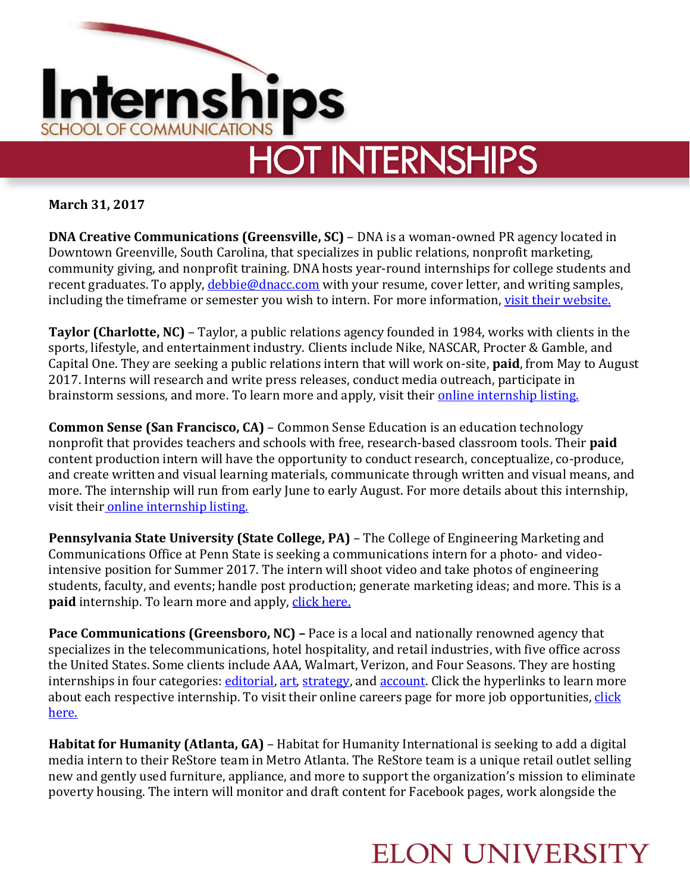# Internships
SCHOOL OF COMMUNICATIONS

## HOT INTERNSHIPS

**March 31, 2017**

**DNA Creative Communications (Greensville, SC)** – DNA is a woman-owned PR agency located in Downtown Greenville, South Carolina, that specializes in public relations, nonprofit marketing, community giving, and nonprofit training. DNA hosts year-round internships for college students and recent graduates. To apply, debbie@dnacc.com with your resume, cover letter, and writing samples, including the timeframe or semester you wish to intern. For more information, visit their website.

**Taylor (Charlotte, NC)** – Taylor, a public relations agency founded in 1984, works with clients in the sports, lifestyle, and entertainment industry. Clients include Nike, NASCAR, Procter & Gamble, and Capital One. They are seeking a public relations intern that will work on-site, **paid**, from May to August 2017. Interns will research and write press releases, conduct media outreach, participate in brainstorm sessions, and more. To learn more and apply, visit their online internship listing.

**Common Sense (San Francisco, CA)** – Common Sense Education is an education technology nonprofit that provides teachers and schools with free, research-based classroom tools. Their **paid** content production intern will have the opportunity to conduct research, conceptualize, co-produce, and create written and visual learning materials, communicate through written and visual means, and more. The internship will run from early June to early August. For more details about this internship, visit their online internship listing.

**Pennsylvania State University (State College, PA)** – The College of Engineering Marketing and Communications Office at Penn State is seeking a communications intern for a photo- and video-intensive position for Summer 2017. The intern will shoot video and take photos of engineering students, faculty, and events; handle post production; generate marketing ideas; and more. This is a **paid** internship. To learn more and apply, click here.

**Pace Communications (Greensboro, NC) –** Pace is a local and nationally renowned agency that specializes in the telecommunications, hotel hospitality, and retail industries, with five office across the United States. Some clients include AAA, Walmart, Verizon, and Four Seasons. They are hosting internships in four categories: editorial, art, strategy, and account. Click the hyperlinks to learn more about each respective internship. To visit their online careers page for more job opportunities, click here.

**Habitat for Humanity (Atlanta, GA)** – Habitat for Humanity International is seeking to add a digital media intern to their ReStore team in Metro Atlanta. The ReStore team is a unique retail outlet selling new and gently used furniture, appliance, and more to support the organization's mission to eliminate poverty housing. The intern will monitor and draft content for Facebook pages, work alongside the

ELON UNIVERSITY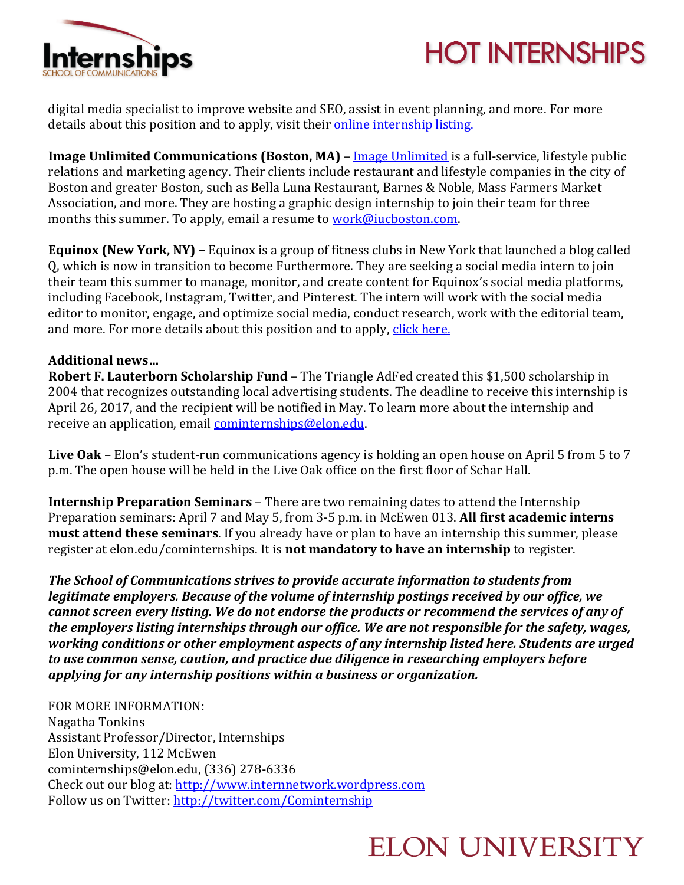digital media specialist to improve website and SEO, assist in event planning, and more. For more details about this position and to apply, visit their online internship listing.

**Image Unlimited Communications (Boston, MA)** – Image Unlimited is a full-service, lifestyle public relations and marketing agency. Their clients include restaurant and lifestyle companies in the city of Boston and greater Boston, such as Bella Luna Restaurant, Barnes & Noble, Mass Farmers Market Association, and more. They are hosting a graphic design internship to join their team for three months this summer. To apply, email a resume to work@iucboston.com.

**Equinox (New York, NY) –** Equinox is a group of fitness clubs in New York that launched a blog called Q, which is now in transition to become Furthermore. They are seeking a social media intern to join their team this summer to manage, monitor, and create content for Equinox's social media platforms, including Facebook, Instagram, Twitter, and Pinterest. The intern will work with the social media editor to monitor, engage, and optimize social media, conduct research, work with the editorial team, and more. For more details about this position and to apply, click here.

**Additional news…**

**Robert F. Lauterborn Scholarship Fund** – The Triangle AdFed created this $1,500 scholarship in 2004 that recognizes outstanding local advertising students. The deadline to receive this internship is April 26, 2017, and the recipient will be notified in May. To learn more about the internship and receive an application, email cominternships@elon.edu.

**Live Oak** – Elon's student-run communications agency is holding an open house on April 5 from 5 to 7 p.m. The open house will be held in the Live Oak office on the first floor of Schar Hall.

**Internship Preparation Seminars** – There are two remaining dates to attend the Internship Preparation seminars: April 7 and May 5, from 3-5 p.m. in McEwen 013. **All first academic interns must attend these seminars**. If you already have or plan to have an internship this summer, please register at elon.edu/cominternships. It is **not mandatory to have an internship** to register.

***The School of Communications strives to provide accurate information to students from legitimate employers. Because of the volume of internship postings received by our office, we cannot screen every listing. We do not endorse the products or recommend the services of any of the employers listing internships through our office. We are not responsible for the safety, wages, working conditions or other employment aspects of any internship listed here. Students are urged to use common sense, caution, and practice due diligence in researching employers before applying for any internship positions within a business or organization.***

FOR MORE INFORMATION:
Nagatha Tonkins
Assistant Professor/Director, Internships
Elon University, 112 McEwen
cominternships@elon.edu, (336) 278-6336
Check out our blog at: http://www.internnetwork.wordpress.com
Follow us on Twitter: http://twitter.com/Cominternship